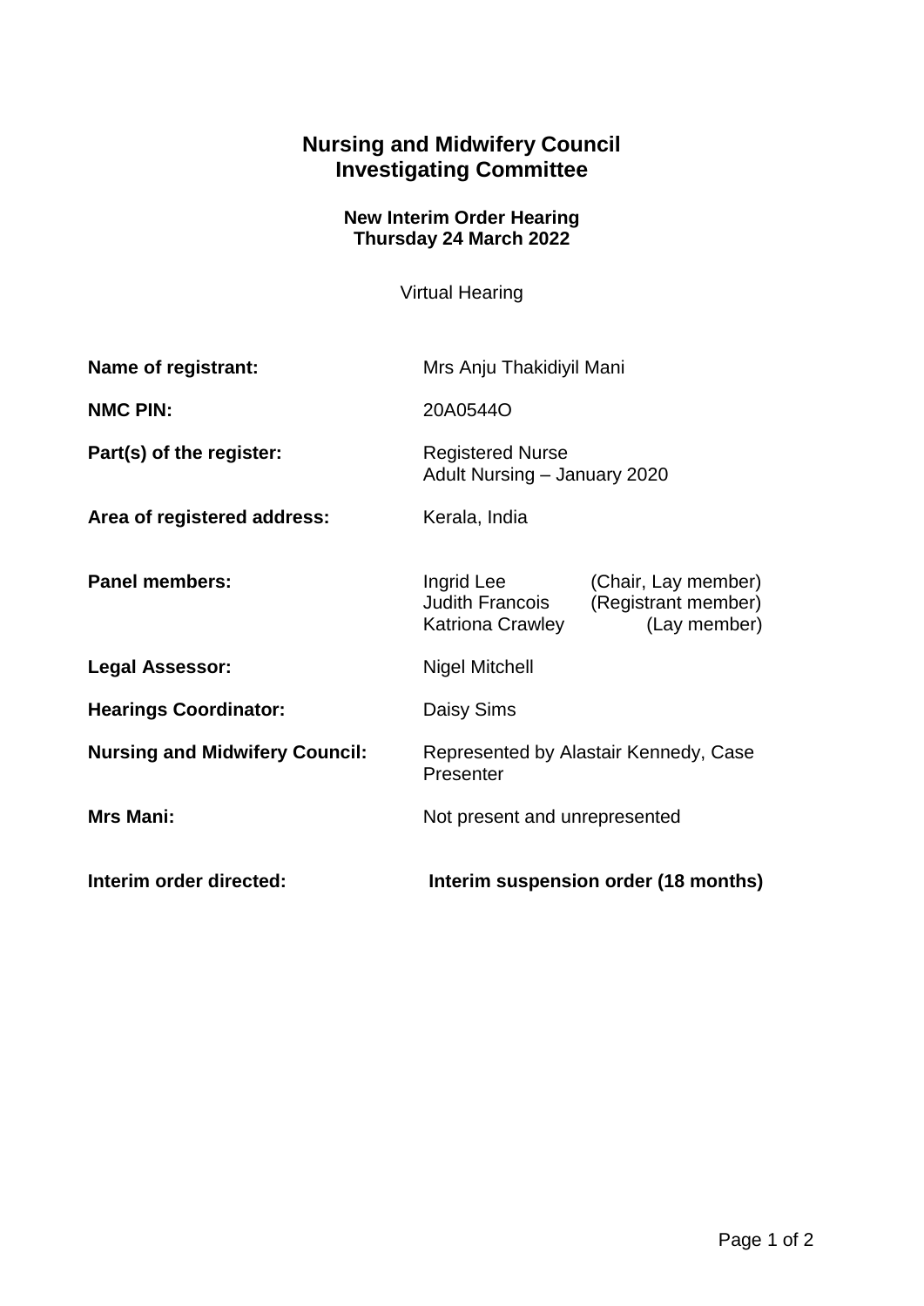# Nursing and Midwifery Council
# Investigating Committee

### New Interim Order Hearing
### Thursday 24 March 2022

Virtual Hearing

| | |
|---|---|
| **Name of registrant:** | Mrs Anju Thakidiyil Mani |
| **NMC PIN:** | 20A0544O |
| **Part(s) of the register:** | Registered Nurse<br>Adult Nursing – January 2020 |
| **Area of registered address:** | Kerala, India |
| **Panel members:** | Ingrid Lee (Chair, Lay member)<br>Judith Francois (Registrant member)<br>Katriona Crawley (Lay member) |
| **Legal Assessor:** | Nigel Mitchell |
| **Hearings Coordinator:** | Daisy Sims |
| **Nursing and Midwifery Council:** | Represented by Alastair Kennedy, Case Presenter |
| **Mrs Mani:** | Not present and unrepresented |
| **Interim order directed:** | **Interim suspension order (18 months)** |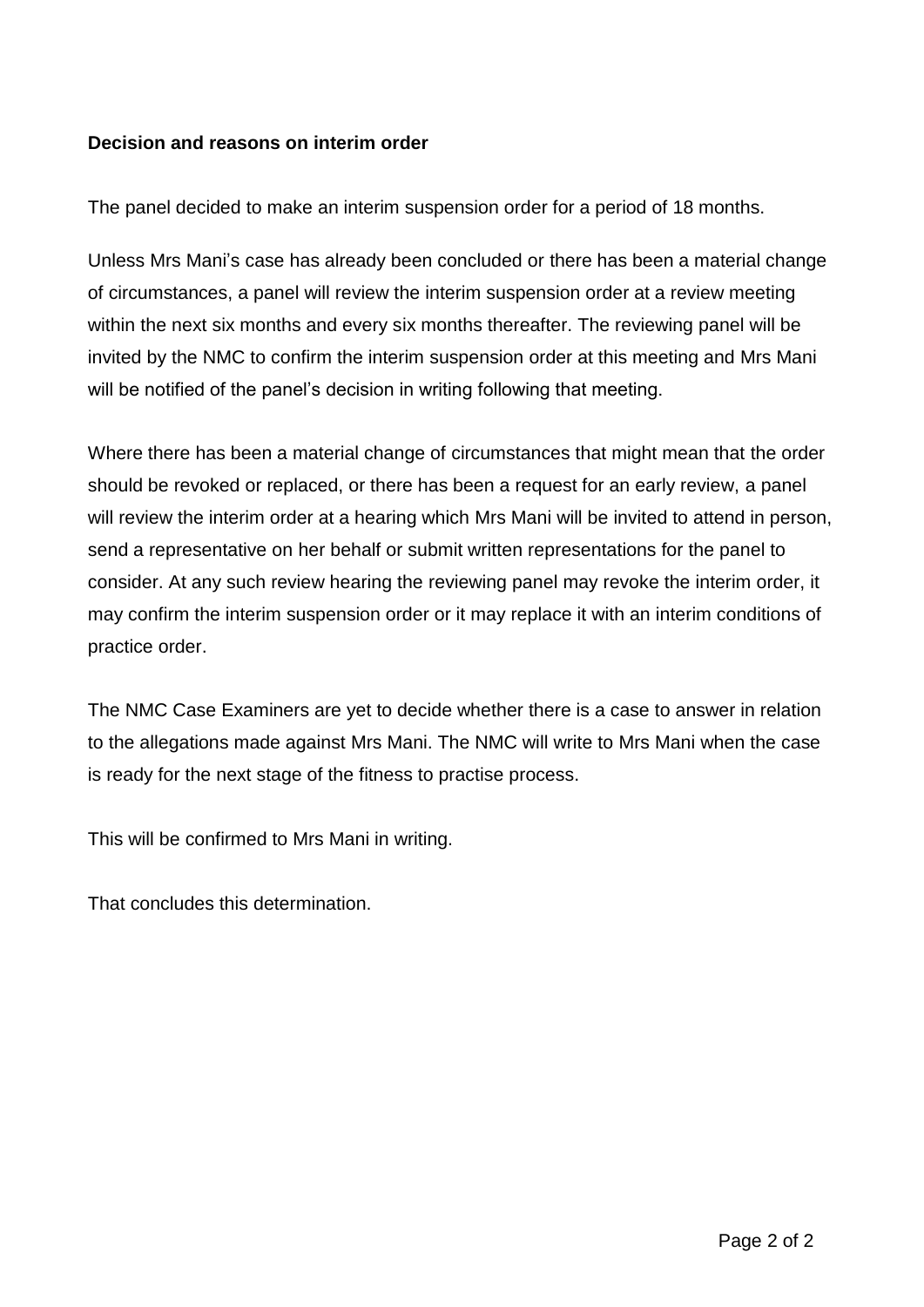**Decision and reasons on interim order**

The panel decided to make an interim suspension order for a period of 18 months.

Unless Mrs Mani's case has already been concluded or there has been a material change of circumstances, a panel will review the interim suspension order at a review meeting within the next six months and every six months thereafter. The reviewing panel will be invited by the NMC to confirm the interim suspension order at this meeting and Mrs Mani will be notified of the panel's decision in writing following that meeting.

Where there has been a material change of circumstances that might mean that the order should be revoked or replaced, or there has been a request for an early review, a panel will review the interim order at a hearing which Mrs Mani will be invited to attend in person, send a representative on her behalf or submit written representations for the panel to consider. At any such review hearing the reviewing panel may revoke the interim order, it may confirm the interim suspension order or it may replace it with an interim conditions of practice order.

The NMC Case Examiners are yet to decide whether there is a case to answer in relation to the allegations made against Mrs Mani. The NMC will write to Mrs Mani when the case is ready for the next stage of the fitness to practise process.

This will be confirmed to Mrs Mani in writing.

That concludes this determination.